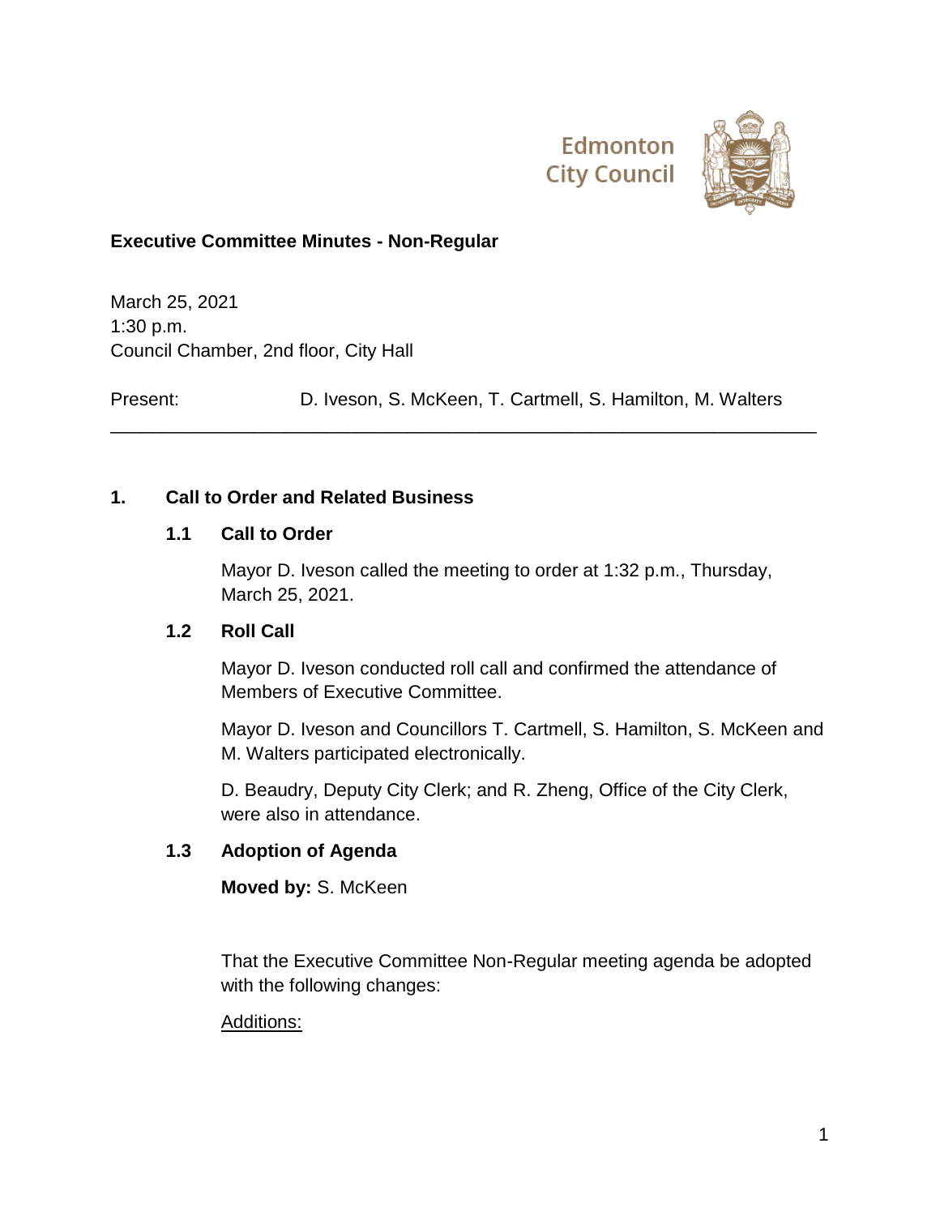Edmonton City Council

**Executive Committee Minutes - Non-Regular**

March 25, 2021
1:30 p.m.
Council Chamber, 2nd floor, City Hall

Present: D. Iveson, S. McKeen, T. Cartmell, S. Hamilton, M. Walters

---

## 1. Call to Order and Related Business

### 1.1 Call to Order

Mayor D. Iveson called the meeting to order at 1:32 p.m., Thursday, March 25, 2021.

### 1.2 Roll Call

Mayor D. Iveson conducted roll call and confirmed the attendance of Members of Executive Committee.

Mayor D. Iveson and Councillors T. Cartmell, S. Hamilton, S. McKeen and M. Walters participated electronically.

D. Beaudry, Deputy City Clerk; and R. Zheng, Office of the City Clerk, were also in attendance.

### 1.3 Adoption of Agenda

**Moved by:** S. McKeen

That the Executive Committee Non-Regular meeting agenda be adopted with the following changes:

Additions: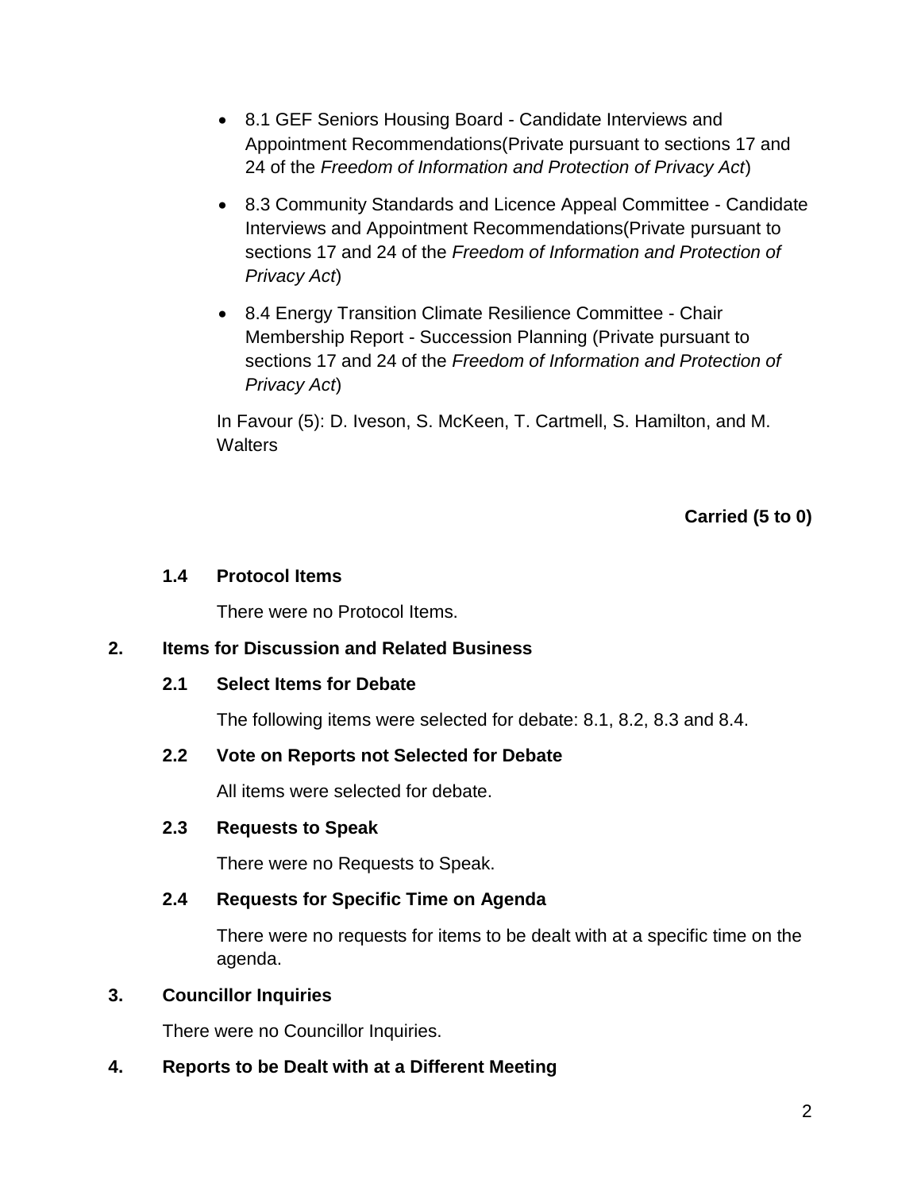- 8.1 GEF Seniors Housing Board - Candidate Interviews and Appointment Recommendations(Private pursuant to sections 17 and 24 of the *Freedom of Information and Protection of Privacy Act*)
- 8.3 Community Standards and Licence Appeal Committee - Candidate Interviews and Appointment Recommendations(Private pursuant to sections 17 and 24 of the *Freedom of Information and Protection of Privacy Act*)
- 8.4 Energy Transition Climate Resilience Committee - Chair Membership Report - Succession Planning (Private pursuant to sections 17 and 24 of the *Freedom of Information and Protection of Privacy Act*)

In Favour (5): D. Iveson, S. McKeen, T. Cartmell, S. Hamilton, and M. Walters

**Carried (5 to 0)**

### 1.4 Protocol Items

There were no Protocol Items.

## 2. Items for Discussion and Related Business

### 2.1 Select Items for Debate

The following items were selected for debate: 8.1, 8.2, 8.3 and 8.4.

### 2.2 Vote on Reports not Selected for Debate

All items were selected for debate.

### 2.3 Requests to Speak

There were no Requests to Speak.

### 2.4 Requests for Specific Time on Agenda

There were no requests for items to be dealt with at a specific time on the agenda.

## 3. Councillor Inquiries

There were no Councillor Inquiries.

## 4. Reports to be Dealt with at a Different Meeting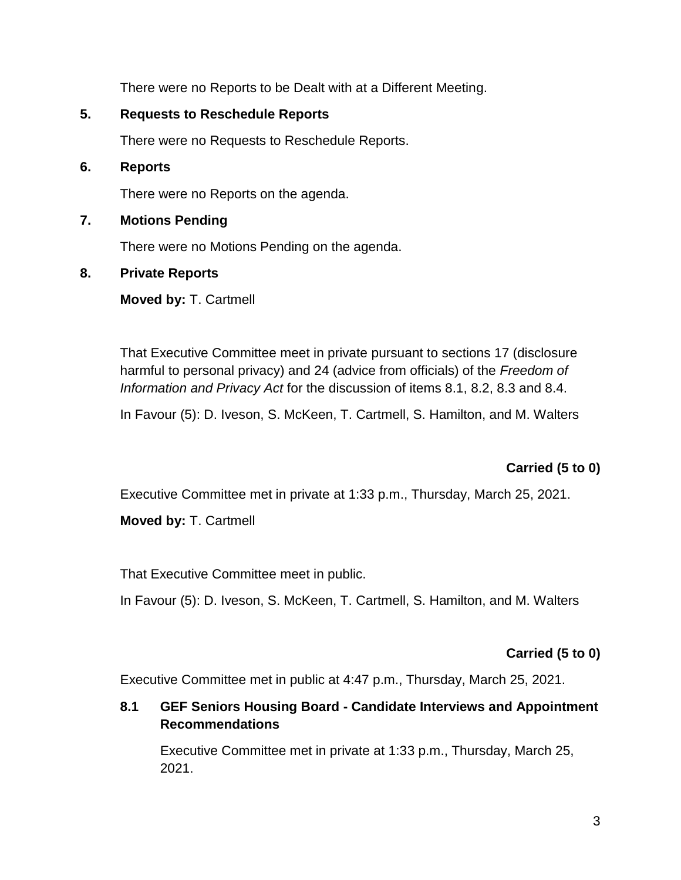There were no Reports to be Dealt with at a Different Meeting.

## 5. Requests to Reschedule Reports

There were no Requests to Reschedule Reports.

## 6. Reports

There were no Reports on the agenda.

## 7. Motions Pending

There were no Motions Pending on the agenda.

## 8. Private Reports

**Moved by:** T. Cartmell

That Executive Committee meet in private pursuant to sections 17 (disclosure harmful to personal privacy) and 24 (advice from officials) of the *Freedom of Information and Privacy Act* for the discussion of items 8.1, 8.2, 8.3 and 8.4.

In Favour (5): D. Iveson, S. McKeen, T. Cartmell, S. Hamilton, and M. Walters

**Carried (5 to 0)**

Executive Committee met in private at 1:33 p.m., Thursday, March 25, 2021.

**Moved by:** T. Cartmell

That Executive Committee meet in public.

In Favour (5): D. Iveson, S. McKeen, T. Cartmell, S. Hamilton, and M. Walters

**Carried (5 to 0)**

Executive Committee met in public at 4:47 p.m., Thursday, March 25, 2021.

### 8.1 GEF Seniors Housing Board - Candidate Interviews and Appointment Recommendations

Executive Committee met in private at 1:33 p.m., Thursday, March 25, 2021.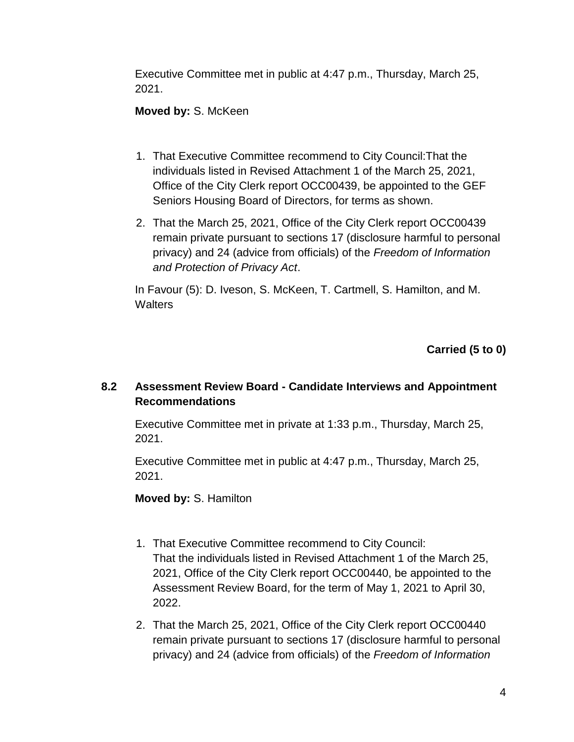Executive Committee met in public at 4:47 p.m., Thursday, March 25, 2021.

**Moved by:** S. McKeen

1. That Executive Committee recommend to City Council:That the individuals listed in Revised Attachment 1 of the March 25, 2021, Office of the City Clerk report OCC00439, be appointed to the GEF Seniors Housing Board of Directors, for terms as shown.
2. That the March 25, 2021, Office of the City Clerk report OCC00439 remain private pursuant to sections 17 (disclosure harmful to personal privacy) and 24 (advice from officials) of the *Freedom of Information and Protection of Privacy Act*.

In Favour (5): D. Iveson, S. McKeen, T. Cartmell, S. Hamilton, and M. Walters

**Carried (5 to 0)**

### 8.2 Assessment Review Board - Candidate Interviews and Appointment Recommendations

Executive Committee met in private at 1:33 p.m., Thursday, March 25, 2021.

Executive Committee met in public at 4:47 p.m., Thursday, March 25, 2021.

**Moved by:** S. Hamilton

1. That Executive Committee recommend to City Council:
   That the individuals listed in Revised Attachment 1 of the March 25, 2021, Office of the City Clerk report OCC00440, be appointed to the Assessment Review Board, for the term of May 1, 2021 to April 30, 2022.
2. That the March 25, 2021, Office of the City Clerk report OCC00440 remain private pursuant to sections 17 (disclosure harmful to personal privacy) and 24 (advice from officials) of the *Freedom of Information*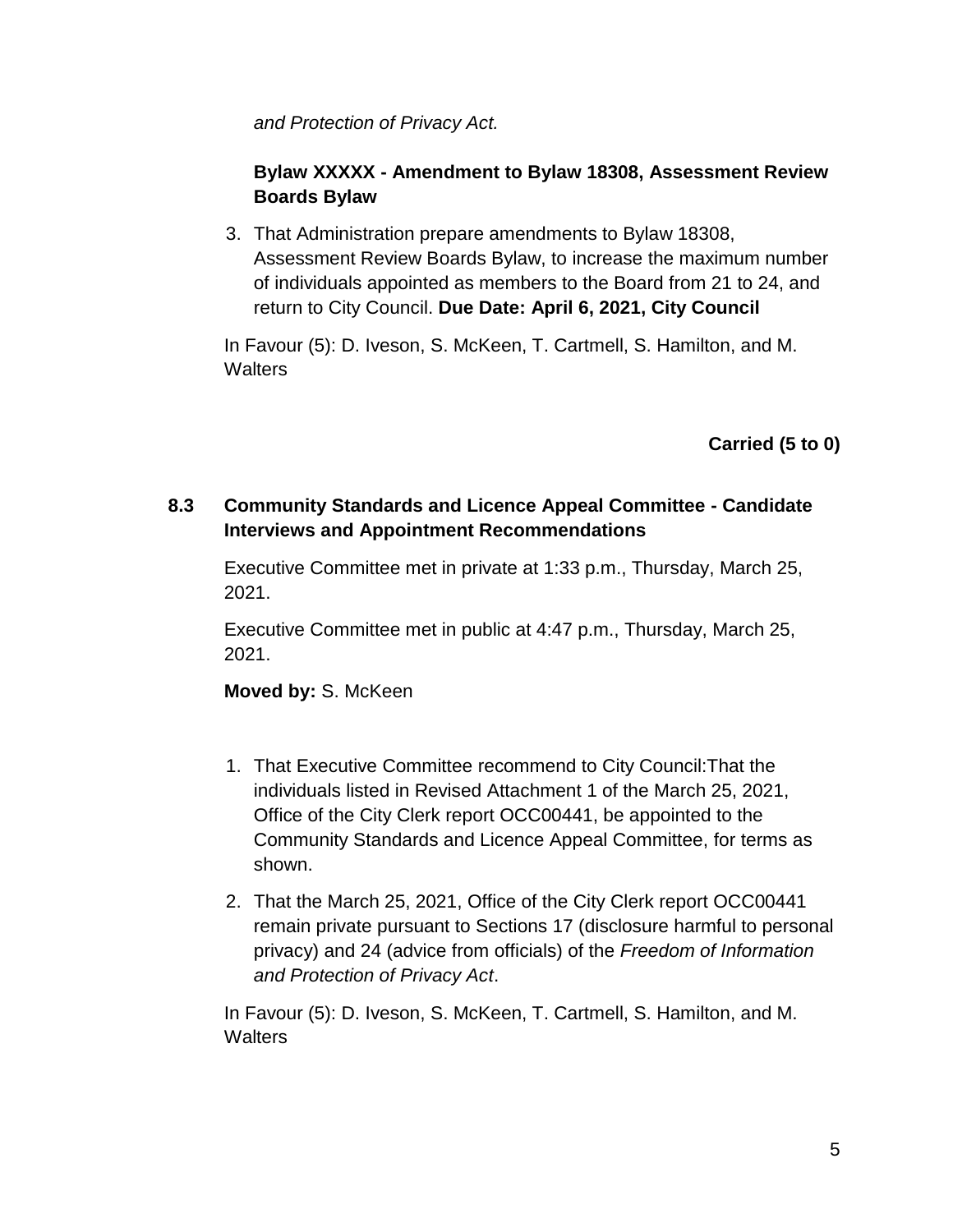*and Protection of Privacy Act.*

**Bylaw XXXXX - Amendment to Bylaw 18308, Assessment Review Boards Bylaw**

3. That Administration prepare amendments to Bylaw 18308, Assessment Review Boards Bylaw, to increase the maximum number of individuals appointed as members to the Board from 21 to 24, and return to City Council. **Due Date: April 6, 2021, City Council**

In Favour (5): D. Iveson, S. McKeen, T. Cartmell, S. Hamilton, and M. Walters

**Carried (5 to 0)**

### 8.3 Community Standards and Licence Appeal Committee - Candidate Interviews and Appointment Recommendations

Executive Committee met in private at 1:33 p.m., Thursday, March 25, 2021.

Executive Committee met in public at 4:47 p.m., Thursday, March 25, 2021.

**Moved by:** S. McKeen

1. That Executive Committee recommend to City Council:That the individuals listed in Revised Attachment 1 of the March 25, 2021, Office of the City Clerk report OCC00441, be appointed to the Community Standards and Licence Appeal Committee, for terms as shown.
2. That the March 25, 2021, Office of the City Clerk report OCC00441 remain private pursuant to Sections 17 (disclosure harmful to personal privacy) and 24 (advice from officials) of the *Freedom of Information and Protection of Privacy Act*.

In Favour (5): D. Iveson, S. McKeen, T. Cartmell, S. Hamilton, and M. Walters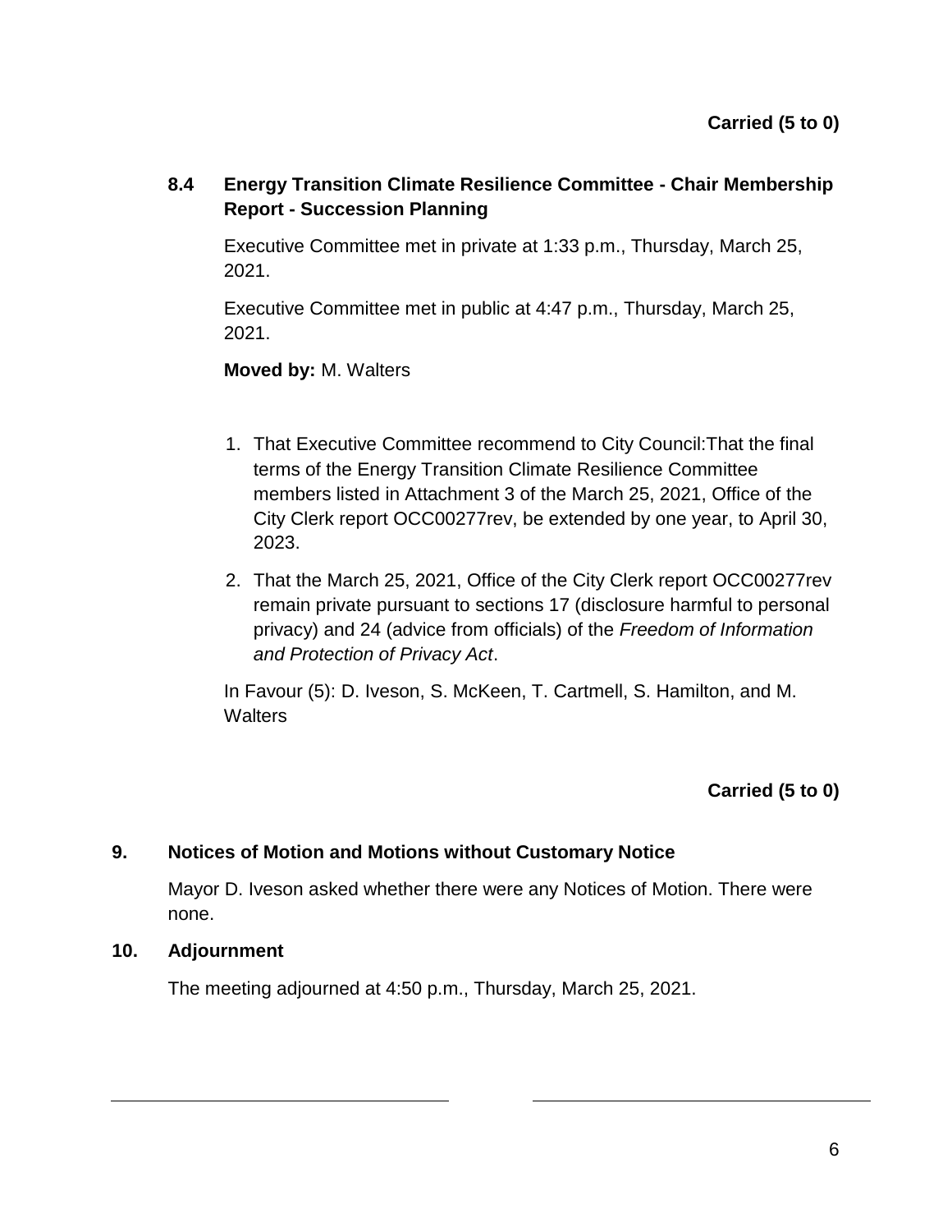**Carried (5 to 0)**

### 8.4 Energy Transition Climate Resilience Committee - Chair Membership Report - Succession Planning

Executive Committee met in private at 1:33 p.m., Thursday, March 25, 2021.

Executive Committee met in public at 4:47 p.m., Thursday, March 25, 2021.

**Moved by:** M. Walters

1. That Executive Committee recommend to City Council:That the final terms of the Energy Transition Climate Resilience Committee members listed in Attachment 3 of the March 25, 2021, Office of the City Clerk report OCC00277rev, be extended by one year, to April 30, 2023.
2. That the March 25, 2021, Office of the City Clerk report OCC00277rev remain private pursuant to sections 17 (disclosure harmful to personal privacy) and 24 (advice from officials) of the *Freedom of Information and Protection of Privacy Act*.

In Favour (5): D. Iveson, S. McKeen, T. Cartmell, S. Hamilton, and M. Walters

**Carried (5 to 0)**

## 9. Notices of Motion and Motions without Customary Notice

Mayor D. Iveson asked whether there were any Notices of Motion. There were none.

## 10. Adjournment

The meeting adjourned at 4:50 p.m., Thursday, March 25, 2021.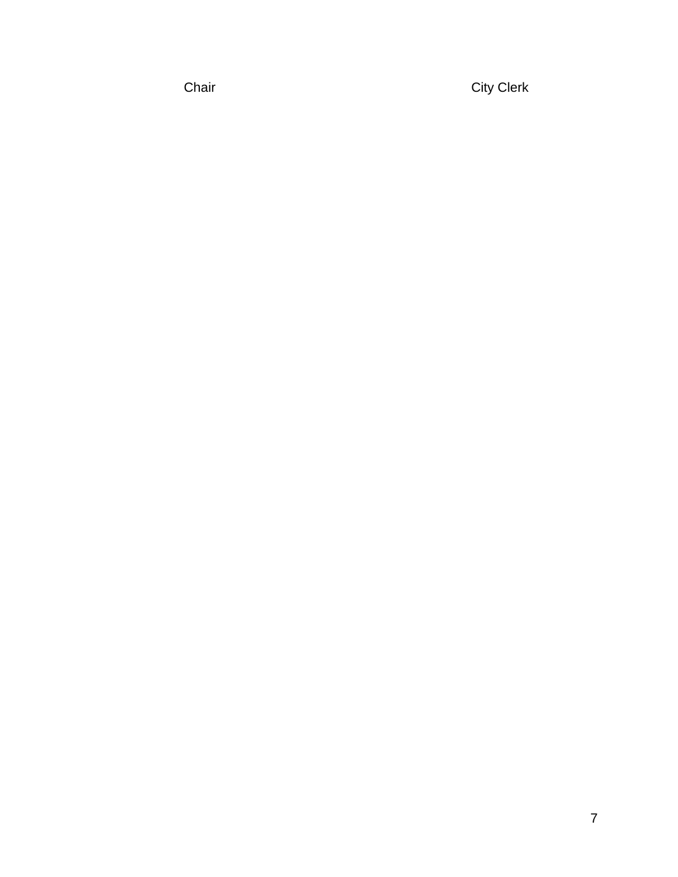Chair City Clerk